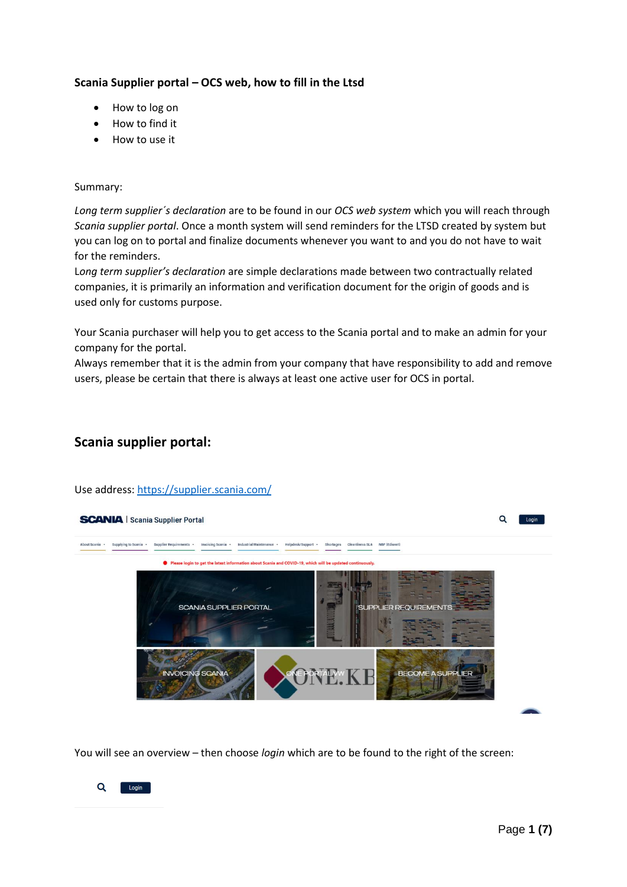# Scania Supplier portal – OCS web, how to fill in the Ltsd

- How to log on
- How to find it
- How to use it

Summary:

*Long term supplier´s declaration* are to be found in our *OCS web system* which you will reach through *Scania supplier portal*. Once a month system will send reminders for the LTSD created by system but you can log on to portal and finalize documents whenever you want to and you do not have to wait for the reminders.

*Long term supplier's declaration* are simple declarations made between two contractually related companies, it is primarily an information and verification document for the origin of goods and is used only for customs purpose.

Your Scania purchaser will help you to get access to the Scania portal and to make an admin for your company for the portal.

Always remember that it is the admin from your company that have responsibility to add and remove users, please be certain that there is always at least one active user for OCS in portal.

## Scania supplier portal:

Use address: [https://supplier.scania.com/](https://supplier.scania.com/)

You will see an overview – then choose *login* which are to be found to the right of the screen: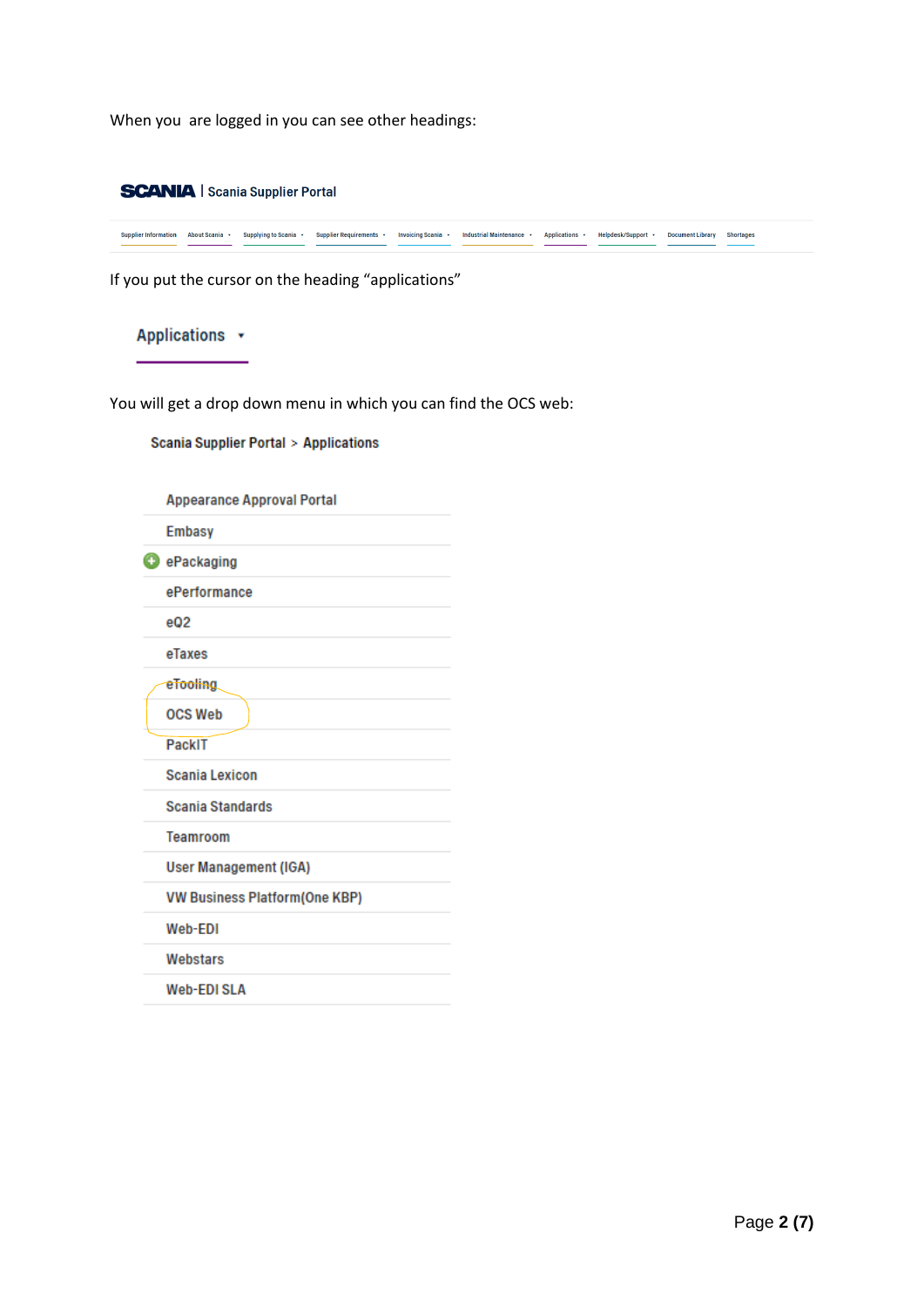When you  are logged in you can see other headings:

SCANIA | Scania Supplier Portal

Supplier Information | About Scania | Supplying to Scania | Supplier Requirements | Invoicing Scania | Industrial Maintenance | Applications | Helpdesk/Support | Document Library | Shortages

If you put the cursor on the heading "applications"

Applications

You will get a drop down menu in which you can find the OCS web:

Scania Supplier Portal > Applications

- Appearance Approval Portal
- Embasy
- ePackaging
- ePerformance
- eQ2
- eTaxes
- eTooling
- OCS Web
- PackIT
- Scania Lexicon
- Scania Standards
- Teamroom
- User Management (IGA)
- VW Business Platform(One KBP)
- Web-EDI
- Webstars
- Web-EDI SLA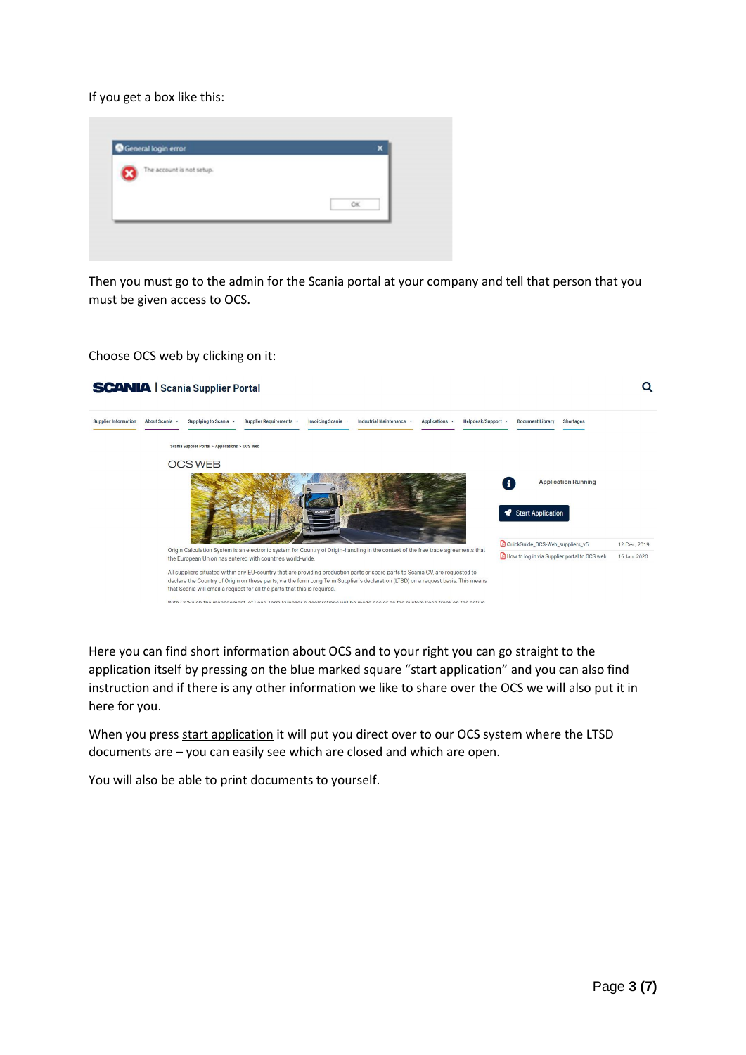If you get a box like this:

Then you must go to the admin for the Scania portal at your company and tell that person that you must be given access to OCS.

Choose OCS web by clicking on it:

Here you can find short information about OCS and to your right you can go straight to the application itself by pressing on the blue marked square “start application” and you can also find instruction and if there is any other information we like to share over the OCS we will also put it in here for you.

When you press start application it will put you direct over to our OCS system where the LTSD documents are – you can easily see which are closed and which are open.

You will also be able to print documents to yourself.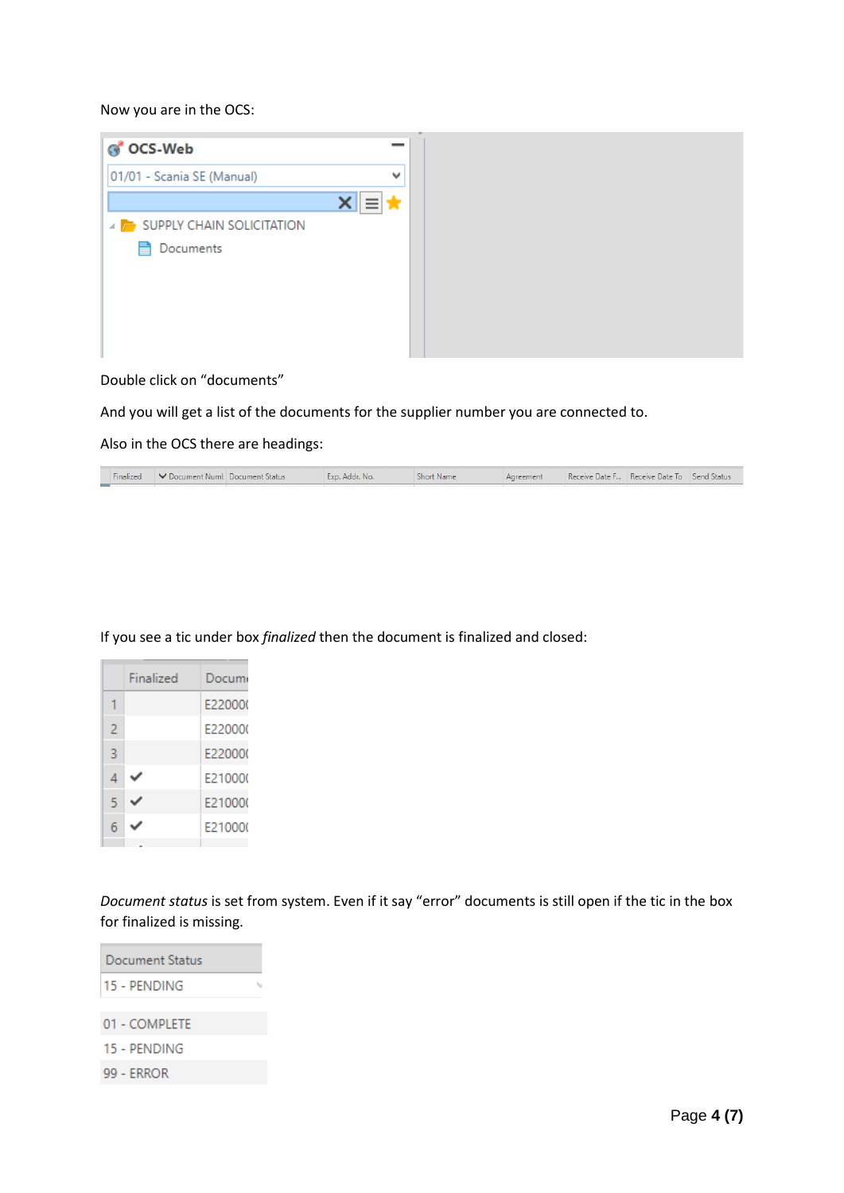Now you are in the OCS:

Double click on "documents"

And you will get a list of the documents for the supplier number you are connected to.

Also in the OCS there are headings:

If you see a tic under box *finalized* then the document is finalized and closed:

*Document status* is set from system. Even if it say "error" documents is still open if the tic in the box for finalized is missing.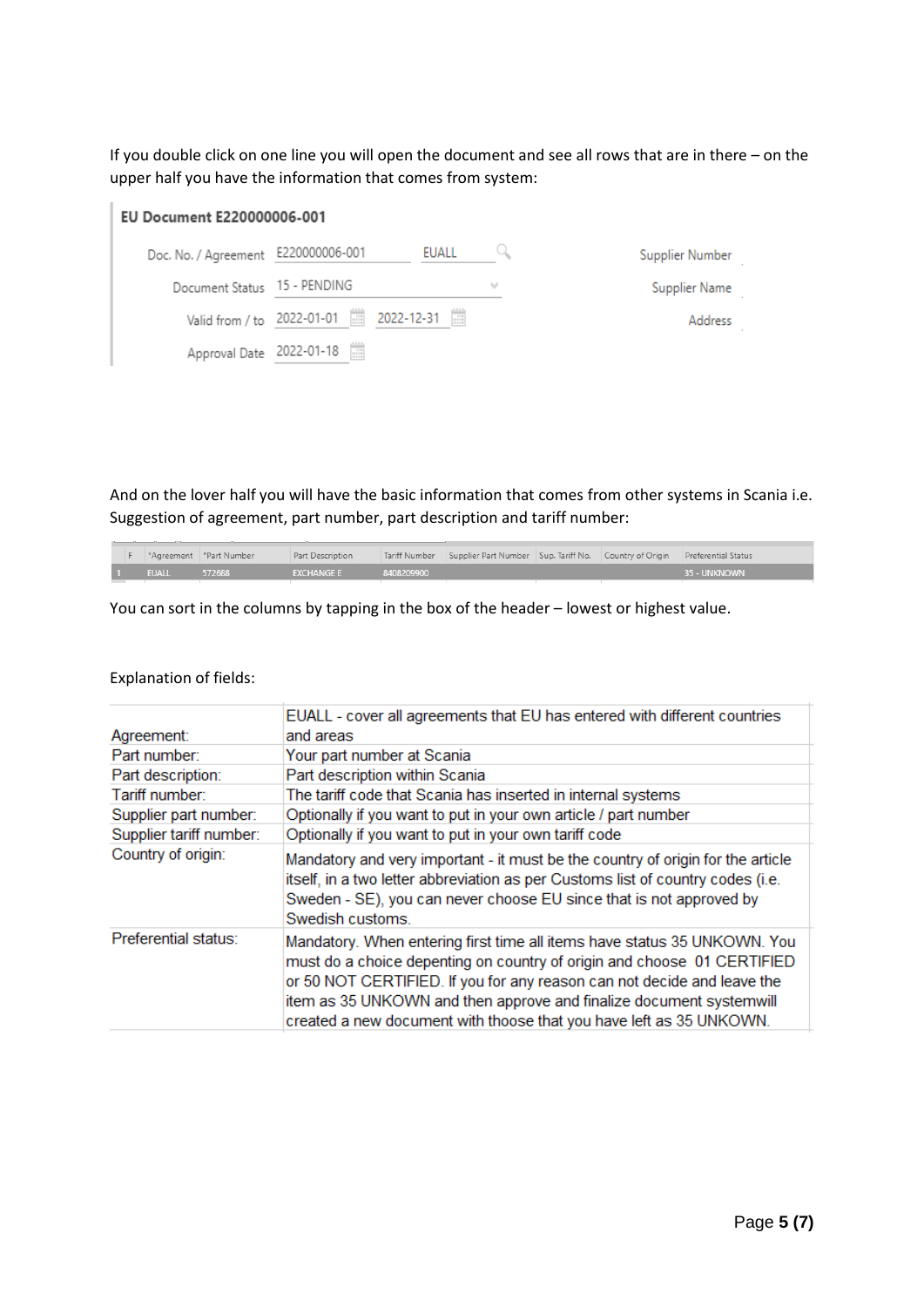If you double click on one line you will open the document and see all rows that are in there – on the upper half you have the information that comes from system:

**EU Document E220000006-001**

| | | | |
|---|---|---|---|
| Doc. No. / Agreement | E220000006-001 | EUALL | Supplier Number |
| Document Status | 15 - PENDING | | Supplier Name |
| Valid from / to | 2022-01-01 | 2022-12-31 | Address |
| Approval Date | 2022-01-18 | | |

And on the lover half you will have the basic information that comes from other systems in Scania i.e. Suggestion of agreement, part number, part description and tariff number:

| | F | *Agreement | *Part Number | Part Description | Tariff Number | Supplier Part Number | Sup. Tariff No. | Country of Origin | Preferential Status |
|---|---|---|---|---|---|---|---|---|---|
| 1 | | EUALL | 572688 | EXCHANGE E | 8408209900 | | | | 35 - UNKNOWN |

You can sort in the columns by tapping in the box of the header – lowest or highest value.

Explanation of fields:

| | |
|---|---|
| Agreement: | EUALL - cover all agreements that EU has entered with different countries and areas |
| Part number: | Your part number at Scania |
| Part description: | Part description within Scania |
| Tariff number: | The tariff code that Scania has inserted in internal systems |
| Supplier part number: | Optionally if you want to put in your own article / part number |
| Supplier tariff number: | Optionally if you want to put in your own tariff code |
| Country of origin: | Mandatory and very important - it must be the country of origin for the article itself, in a two letter abbreviation as per Customs list of country codes (i.e. Sweden - SE), you can never choose EU since that is not approved by Swedish customs. |
| Preferential status: | Mandatory. When entering first time all items have status 35 UNKOWN. You must do a choice depenting on country of origin and choose 01 CERTIFIED or 50 NOT CERTIFIED. If you for any reason can not decide and leave the item as 35 UNKOWN and then approve and finalize document systemwill created a new document with thoose that you have left as 35 UNKOWN. |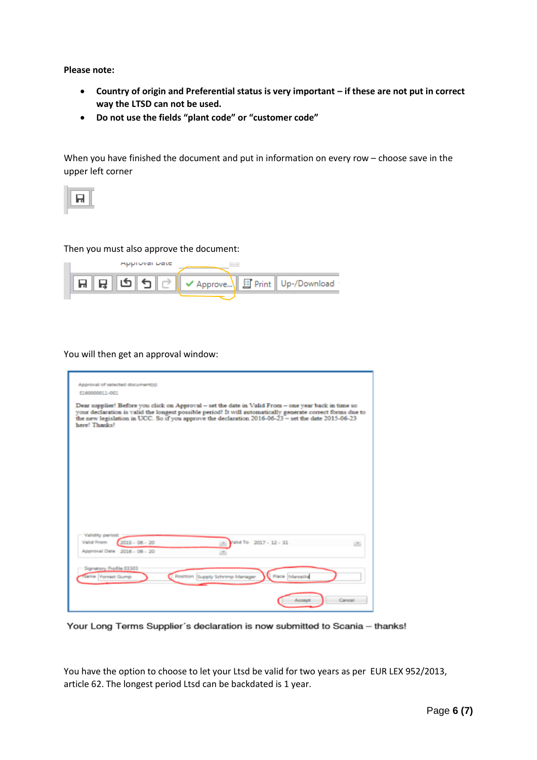**Please note:**

- **Country of origin and Preferential status is very important – if these are not put in correct way the LTSD can not be used.**
- **Do not use the fields "plant code" or "customer code"**

When you have finished the document and put in information on every row – choose save in the upper left corner

Then you must also approve the document:

You will then get an approval window:

Your Long Terms Supplier´s declaration is now submitted to Scania – thanks!

You have the option to choose to let your Ltsd be valid for two years as per EUR LEX 952/2013, article 62. The longest period Ltsd can be backdated is 1 year.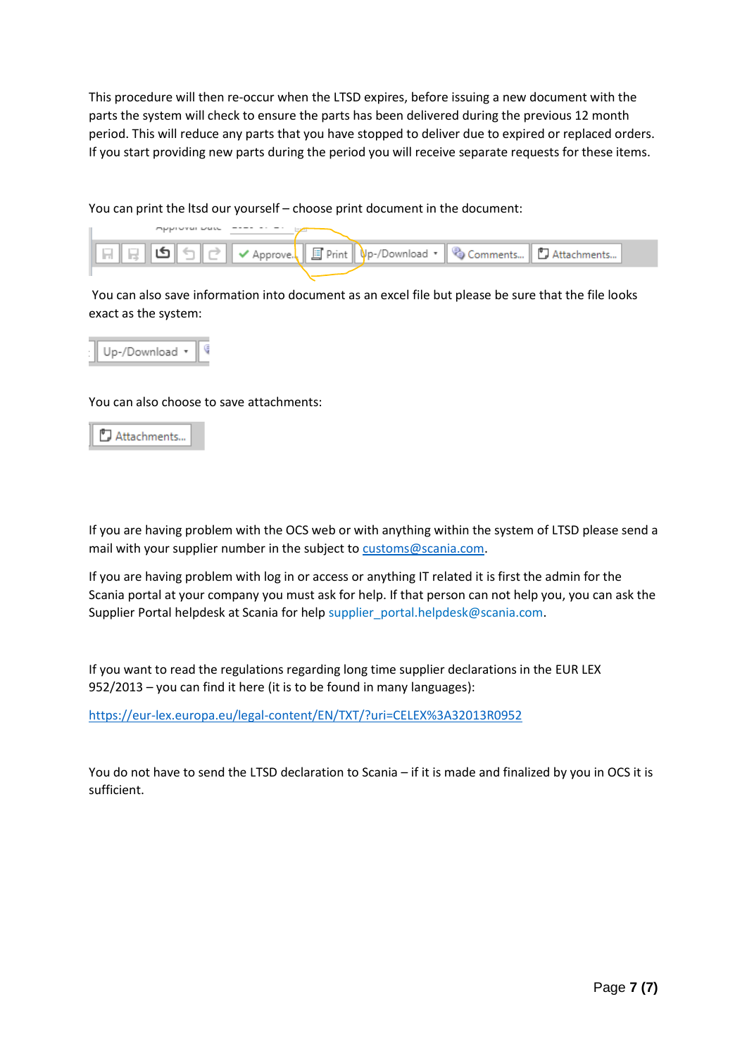This procedure will then re-occur when the LTSD expires, before issuing a new document with the parts the system will check to ensure the parts has been delivered during the previous 12 month period. This will reduce any parts that you have stopped to deliver due to expired or replaced orders. If you start providing new parts during the period you will receive separate requests for these items.

You can print the ltsd our yourself – choose print document in the document:

You can also save information into document as an excel file but please be sure that the file looks exact as the system:

You can also choose to save attachments:

If you are having problem with the OCS web or with anything within the system of LTSD please send a mail with your supplier number in the subject to customs@scania.com.

If you are having problem with log in or access or anything IT related it is first the admin for the Scania portal at your company you must ask for help. If that person can not help you, you can ask the Supplier Portal helpdesk at Scania for help supplier_portal.helpdesk@scania.com.

If you want to read the regulations regarding long time supplier declarations in the EUR LEX 952/2013 – you can find it here (it is to be found in many languages):

https://eur-lex.europa.eu/legal-content/EN/TXT/?uri=CELEX%3A32013R0952

You do not have to send the LTSD declaration to Scania – if it is made and finalized by you in OCS it is sufficient.